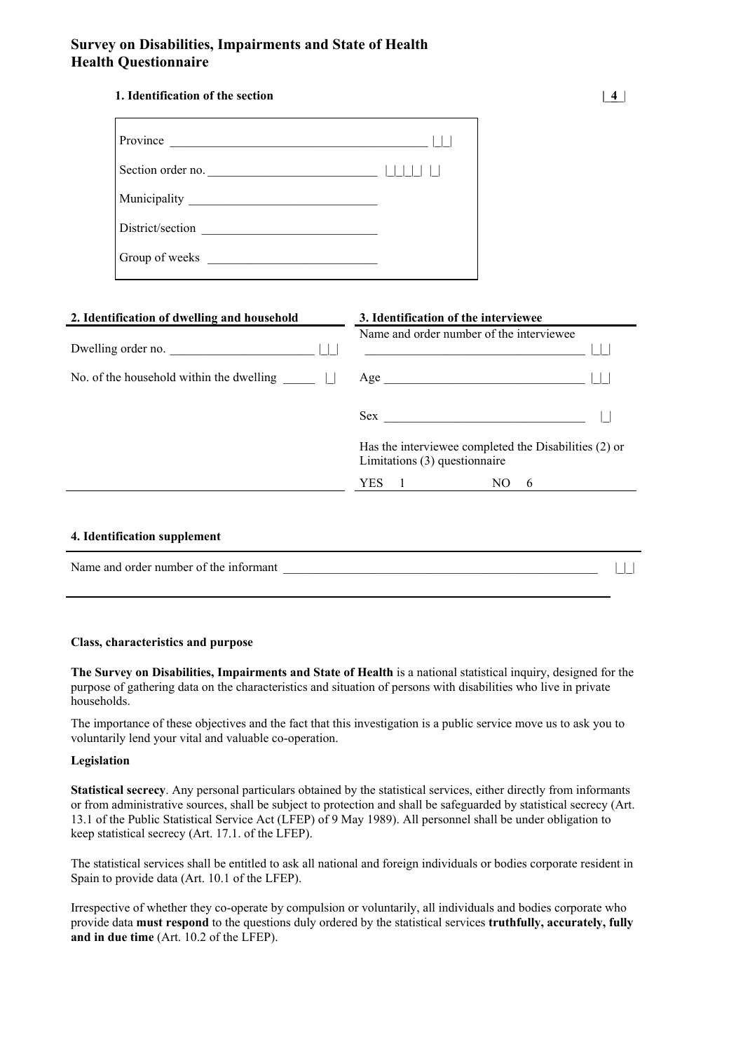# Survey on Disabilities, Impairments and State of Health
# Health Questionnaire

### 1. Identification of the section

|_4_|

Province ________________________________________ |_|_|

Section order no. __________________________ |_|_|_|_| |_|

Municipality _____________________________

District/section ___________________________

Group of weeks __________________________

### 2. Identification of dwelling and household

Dwelling order no. _______________________ |_|_|

No. of the household within the dwelling _____ |_|

### 3. Identification of the interviewee

Name and order number of the interviewee

___________________________________ |_|_|

Age ________________________________ |_|_|

Sex ________________________________ |_|

Has the interviewee completed the Disabilities (2) or Limitations (3) questionnaire

YES 1 NO 6

### 4. Identification supplement

Name and order number of the informant ____________________________________________________ |_|_|

**Class, characteristics and purpose**

**The Survey on Disabilities, Impairments and State of Health** is a national statistical inquiry, designed for the purpose of gathering data on the characteristics and situation of persons with disabilities who live in private households.

The importance of these objectives and the fact that this investigation is a public service move us to ask you to voluntarily lend your vital and valuable co-operation.

**Legislation**

**Statistical secrecy**. Any personal particulars obtained by the statistical services, either directly from informants or from administrative sources, shall be subject to protection and shall be safeguarded by statistical secrecy (Art. 13.1 of the Public Statistical Service Act (LFEP) of 9 May 1989). All personnel shall be under obligation to keep statistical secrecy (Art. 17.1. of the LFEP).

The statistical services shall be entitled to ask all national and foreign individuals or bodies corporate resident in Spain to provide data (Art. 10.1 of the LFEP).

Irrespective of whether they co-operate by compulsion or voluntarily, all individuals and bodies corporate who provide data **must respond** to the questions duly ordered by the statistical services **truthfully, accurately, fully and in due time** (Art. 10.2 of the LFEP).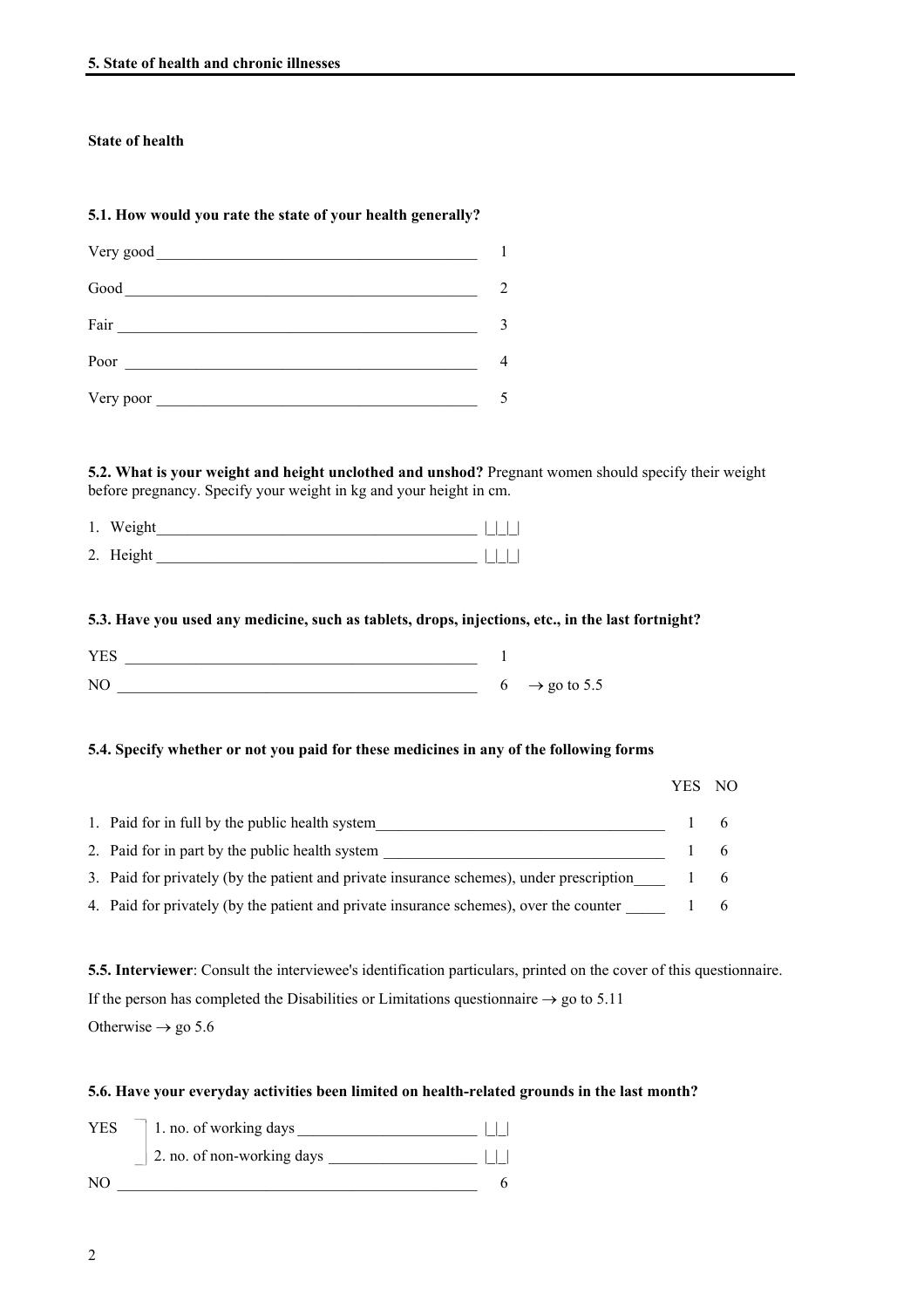## 5. State of health and chronic illnesses

### State of health

**5.1. How would you rate the state of your health generally?**

| | |
|---|---|
| Very good | 1 |
| Good | 2 |
| Fair | 3 |
| Poor | 4 |
| Very poor | 5 |

**5.2. What is your weight and height unclothed and unshod?** Pregnant women should specify their weight before pregnancy. Specify your weight in kg and your height in cm.

1. Weight |_|_|_|
2. Height |_|_|_|

**5.3. Have you used any medicine, such as tablets, drops, injections, etc., in the last fortnight?**

| | | |
|---|---|---|
| YES | 1 | |
| NO | 6 | → go to 5.5 |

**5.4. Specify whether or not you paid for these medicines in any of the following forms**

| | YES | NO |
|---|---|---|
| 1. Paid for in full by the public health system | 1 | 6 |
| 2. Paid for in part by the public health system | 1 | 6 |
| 3. Paid for privately (by the patient and private insurance schemes), under prescription | 1 | 6 |
| 4. Paid for privately (by the patient and private insurance schemes), over the counter | 1 | 6 |

**5.5. Interviewer**: Consult the interviewee's identification particulars, printed on the cover of this questionnaire.
If the person has completed the Disabilities or Limitations questionnaire → go to 5.11
Otherwise → go 5.6

**5.6. Have your everyday activities been limited on health-related grounds in the last month?**

YES
- 1. no. of working days |_|_|
- 2. no. of non-working days |_|_|

NO 6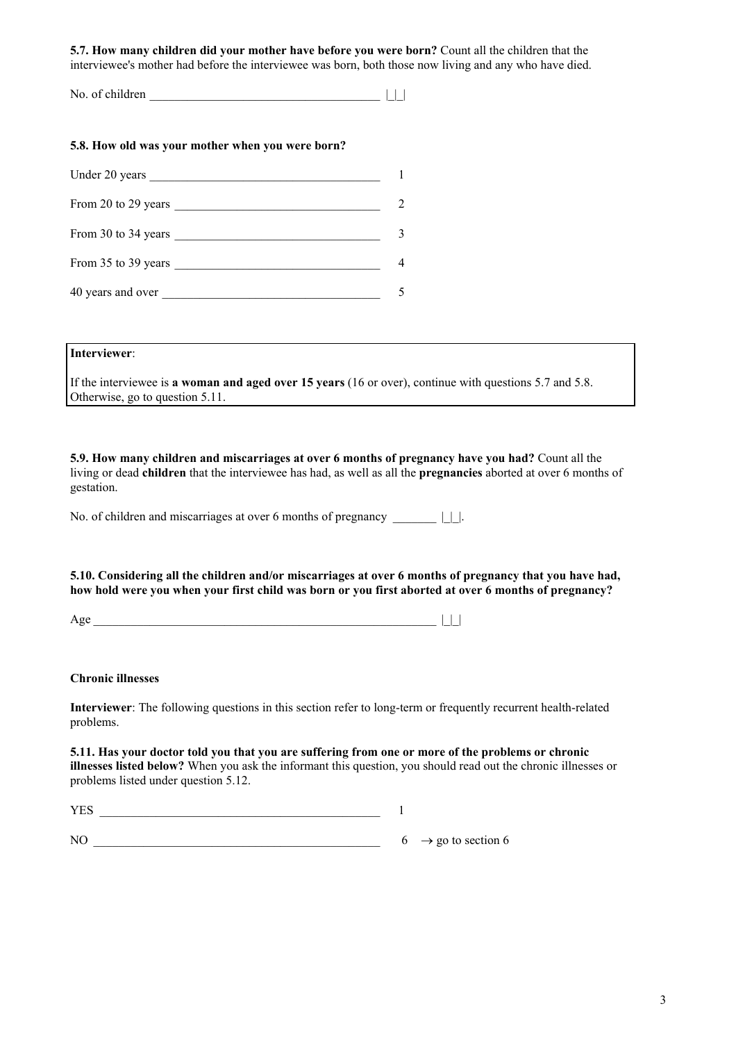**5.7. How many children did your mother have before you were born?** Count all the children that the interviewee's mother had before the interviewee was born, both those now living and any who have died.

No. of children _____________________________________ |_|_|

**5.8. How old was your mother when you were born?**

Under 20 years _____________________________________ 1

From 20 to 29 years _________________________________ 2

From 30 to 34 years _________________________________ 3

From 35 to 39 years _________________________________ 4

40 years and over ___________________________________ 5

> **Interviewer**:
>
> If the interviewee is **a woman and aged over 15 years** (16 or over), continue with questions 5.7 and 5.8. Otherwise, go to question 5.11.

**5.9. How many children and miscarriages at over 6 months of pregnancy have you had?** Count all the living or dead **children** that the interviewee has had, as well as all the **pregnancies** aborted at over 6 months of gestation.

No. of children and miscarriages at over 6 months of pregnancy _______ |_|_|.

**5.10. Considering all the children and/or miscarriages at over 6 months of pregnancy that you have had, how hold were you when your first child was born or you first aborted at over 6 months of pregnancy?**

Age _________________________________________________________ |_|_|

**Chronic illnesses**

**Interviewer**: The following questions in this section refer to long-term or frequently recurrent health-related problems.

**5.11. Has your doctor told you that you are suffering from one or more of the problems or chronic illnesses listed below?** When you ask the informant this question, you should read out the chronic illnesses or problems listed under question 5.12.

YES _______________________________________________ 1

NO ________________________________________________ 6 → go to section 6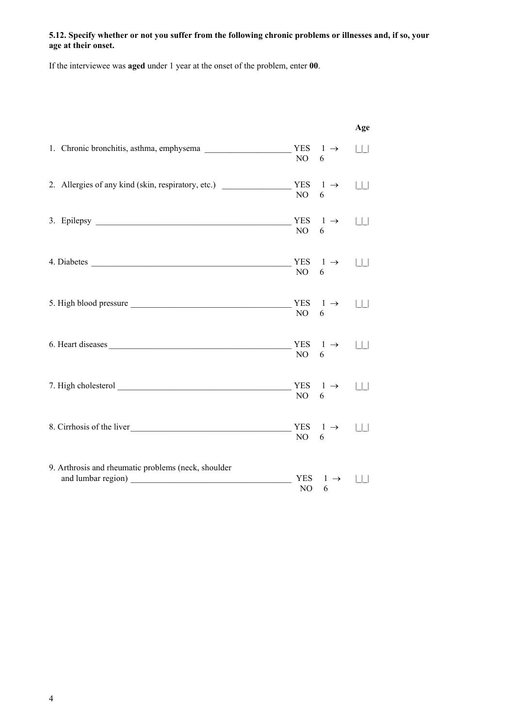**5.12. Specify whether or not you suffer from the following chronic problems or illnesses and, if so, your age at their onset.**

If the interviewee was **aged** under 1 year at the onset of the problem, enter **00**.

| | | | Age |
|---|---|---|---|
| 1. Chronic bronchitis, asthma, emphysema | YES<br>NO | 1 →<br>6 | \|_\|_\| |
| 2. Allergies of any kind (skin, respiratory, etc.) | YES<br>NO | 1 →<br>6 | \|_\|_\| |
| 3. Epilepsy | YES<br>NO | 1 →<br>6 | \|_\|_\| |
| 4. Diabetes | YES<br>NO | 1 →<br>6 | \|_\|_\| |
| 5. High blood pressure | YES<br>NO | 1 →<br>6 | \|_\|_\| |
| 6. Heart diseases | YES<br>NO | 1 →<br>6 | \|_\|_\| |
| 7. High cholesterol | YES<br>NO | 1 →<br>6 | \|_\|_\| |
| 8. Cirrhosis of the liver | YES<br>NO | 1 →<br>6 | \|_\|_\| |
| 9. Arthrosis and rheumatic problems (neck, shoulder and lumbar region) | YES<br>NO | 1 →<br>6 | \|_\|_\| |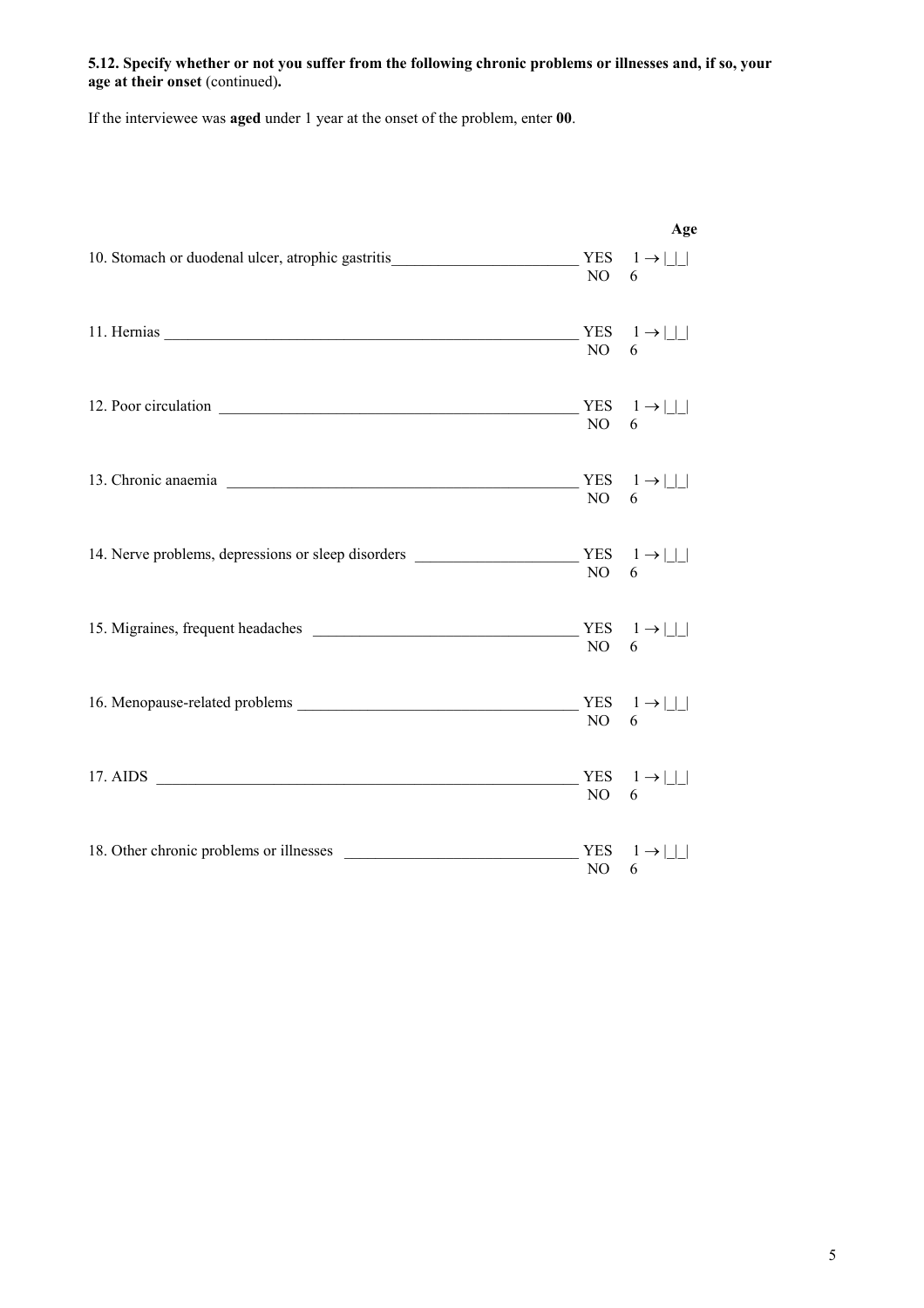**5.12. Specify whether or not you suffer from the following chronic problems or illnesses and, if so, your age at their onset** (continued)**.**

If the interviewee was **aged** under 1 year at the onset of the problem, enter **00**.

| | | | Age |
|---|---|---|---|
| 10. Stomach or duodenal ulcer, atrophic gastritis | YES | 1 → | \|_\|_\| |
| | NO | 6 | |
| 11. Hernias | YES | 1 → | \|_\|_\| |
| | NO | 6 | |
| 12. Poor circulation | YES | 1 → | \|_\|_\| |
| | NO | 6 | |
| 13. Chronic anaemia | YES | 1 → | \|_\|_\| |
| | NO | 6 | |
| 14. Nerve problems, depressions or sleep disorders | YES | 1 → | \|_\|_\| |
| | NO | 6 | |
| 15. Migraines, frequent headaches | YES | 1 → | \|_\|_\| |
| | NO | 6 | |
| 16. Menopause-related problems | YES | 1 → | \|_\|_\| |
| | NO | 6 | |
| 17. AIDS | YES | 1 → | \|_\|_\| |
| | NO | 6 | |
| 18. Other chronic problems or illnesses | YES | 1 → | \|_\|_\| |
| | NO | 6 | |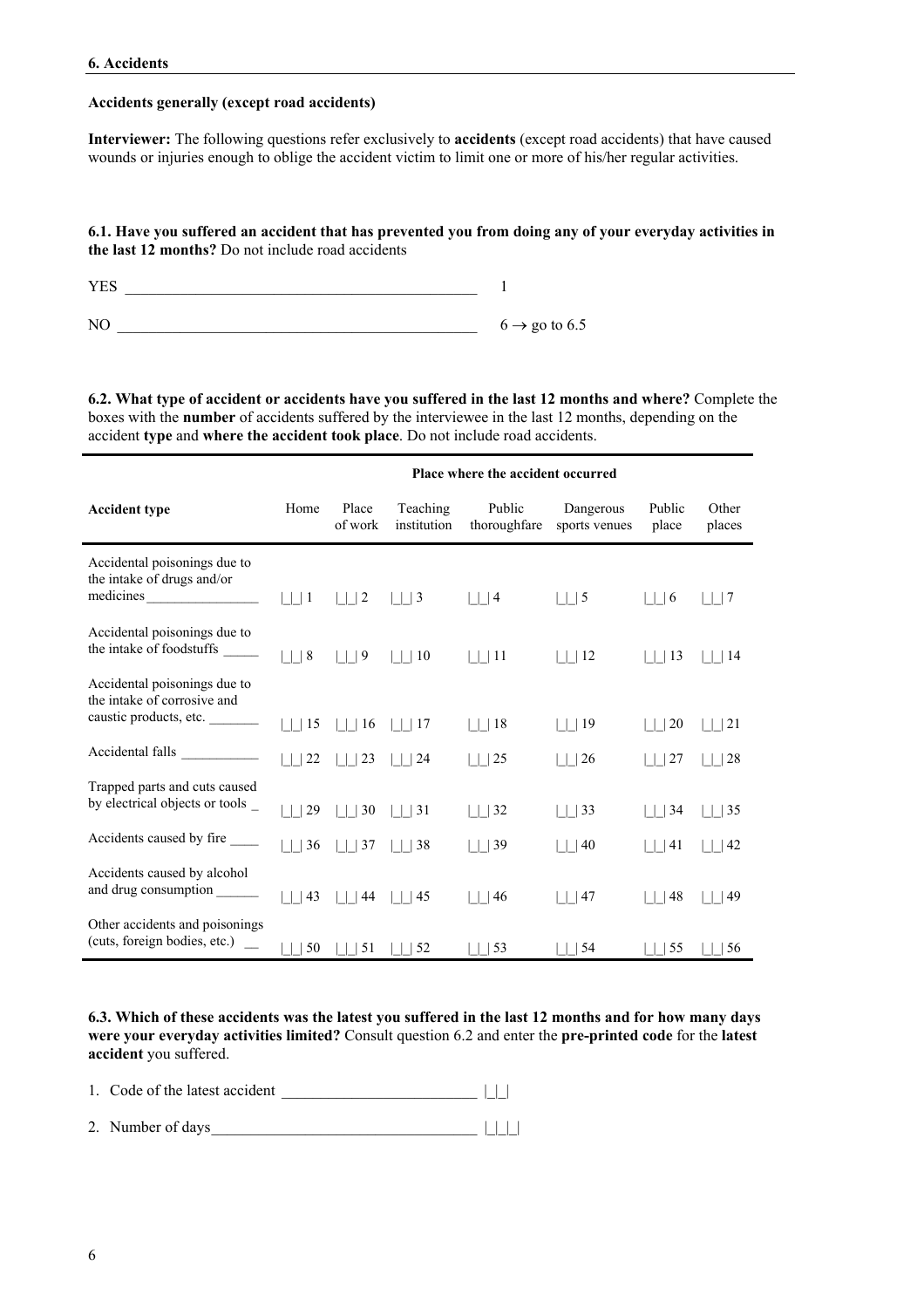## 6. Accidents

**Accidents generally (except road accidents)**

**Interviewer:** The following questions refer exclusively to **accidents** (except road accidents) that have caused wounds or injuries enough to oblige the accident victim to limit one or more of his/her regular activities.

**6.1. Have you suffered an accident that has prevented you from doing any of your everyday activities in the last 12 months?** Do not include road accidents

YES ______________________________________________ 1

NO ______________________________________________ 6 → go to 6.5

**6.2. What type of accident or accidents have you suffered in the last 12 months and where?** Complete the boxes with the **number** of accidents suffered by the interviewee in the last 12 months, depending on the accident **type** and **where the accident took place**. Do not include road accidents.

| | Place where the accident occurred | | | | | | |
|---|---|---|---|---|---|---|---|
| **Accident type** | Home | Place of work | Teaching institution | Public thoroughfare | Dangerous sports venues | Public place | Other places |
| Accidental poisonings due to the intake of drugs and/or medicines ________________ | \|_\|_\| 1 | \|_\|_\| 2 | \|_\|_\| 3 | \|_\|_\| 4 | \|_\|_\| 5 | \|_\|_\| 6 | \|_\|_\| 7 |
| Accidental poisonings due to the intake of foodstuffs _____ | \|_\|_\| 8 | \|_\|_\| 9 | \|_\|_\| 10 | \|_\|_\| 11 | \|_\|_\| 12 | \|_\|_\| 13 | \|_\|_\| 14 |
| Accidental poisonings due to the intake of corrosive and caustic products, etc. _______ | \|_\|_\| 15 | \|_\|_\| 16 | \|_\|_\| 17 | \|_\|_\| 18 | \|_\|_\| 19 | \|_\|_\| 20 | \|_\|_\| 21 |
| Accidental falls ___________ | \|_\|_\| 22 | \|_\|_\| 23 | \|_\|_\| 24 | \|_\|_\| 25 | \|_\|_\| 26 | \|_\|_\| 27 | \|_\|_\| 28 |
| Trapped parts and cuts caused by electrical objects or tools _ | \|_\|_\| 29 | \|_\|_\| 30 | \|_\|_\| 31 | \|_\|_\| 32 | \|_\|_\| 33 | \|_\|_\| 34 | \|_\|_\| 35 |
| Accidents caused by fire ____ | \|_\|_\| 36 | \|_\|_\| 37 | \|_\|_\| 38 | \|_\|_\| 39 | \|_\|_\| 40 | \|_\|_\| 41 | \|_\|_\| 42 |
| Accidents caused by alcohol and drug consumption ______ | \|_\|_\| 43 | \|_\|_\| 44 | \|_\|_\| 45 | \|_\|_\| 46 | \|_\|_\| 47 | \|_\|_\| 48 | \|_\|_\| 49 |
| Other accidents and poisonings (cuts, foreign bodies, etc.) __ | \|_\|_\| 50 | \|_\|_\| 51 | \|_\|_\| 52 | \|_\|_\| 53 | \|_\|_\| 54 | \|_\|_\| 55 | \|_\|_\| 56 |

**6.3. Which of these accidents was the latest you suffered in the last 12 months and for how many days were your everyday activities limited?** Consult question 6.2 and enter the **pre-printed code** for the **latest accident** you suffered.

1. Code of the latest accident ________________________ |_|_|
2. Number of days________________________________ |_|_|_|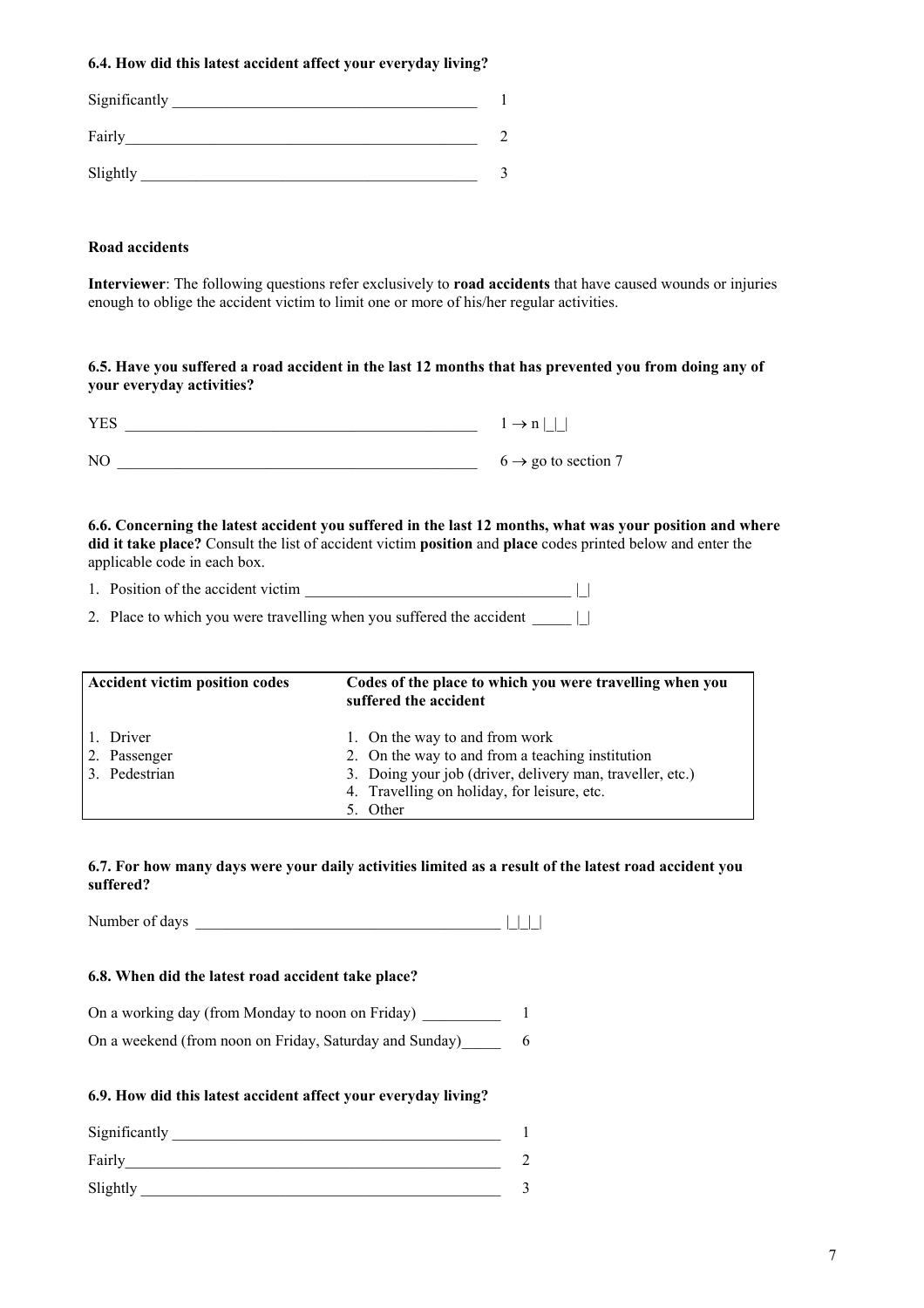**6.4. How did this latest accident affect your everyday living?**

Significantly _________________________________________ 1

Fairly_____________________________________________ 2

Slightly ____________________________________________ 3

**Road accidents**

**Interviewer**: The following questions refer exclusively to **road accidents** that have caused wounds or injuries enough to oblige the accident victim to limit one or more of his/her regular activities.

**6.5. Have you suffered a road accident in the last 12 months that has prevented you from doing any of your everyday activities?**

YES _____________________________________________ 1 → n |_|_|

NO ______________________________________________ 6 → go to section 7

**6.6. Concerning the latest accident you suffered in the last 12 months, what was your position and where did it take place?** Consult the list of accident victim **position** and **place** codes printed below and enter the applicable code in each box.

1. Position of the accident victim __________________________________ |_|
2. Place to which you were travelling when you suffered the accident _____ |_|

| Accident victim position codes | Codes of the place to which you were travelling when you suffered the accident |
|---|---|
| 1. Driver<br>2. Passenger<br>3. Pedestrian | 1. On the way to and from work<br>2. On the way to and from a teaching institution<br>3. Doing your job (driver, delivery man, traveller, etc.)<br>4. Travelling on holiday, for leisure, etc.<br>5. Other |

**6.7. For how many days were your daily activities limited as a result of the latest road accident you suffered?**

Number of days ________________________________________ |_|_|_|

**6.8. When did the latest road accident take place?**

On a working day (from Monday to noon on Friday) __________ 1

On a weekend (from noon on Friday, Saturday and Sunday)_____ 6

**6.9. How did this latest accident affect your everyday living?**

Significantly ____________________________________________ 1

Fairly_________________________________________________ 2

Slightly _______________________________________________ 3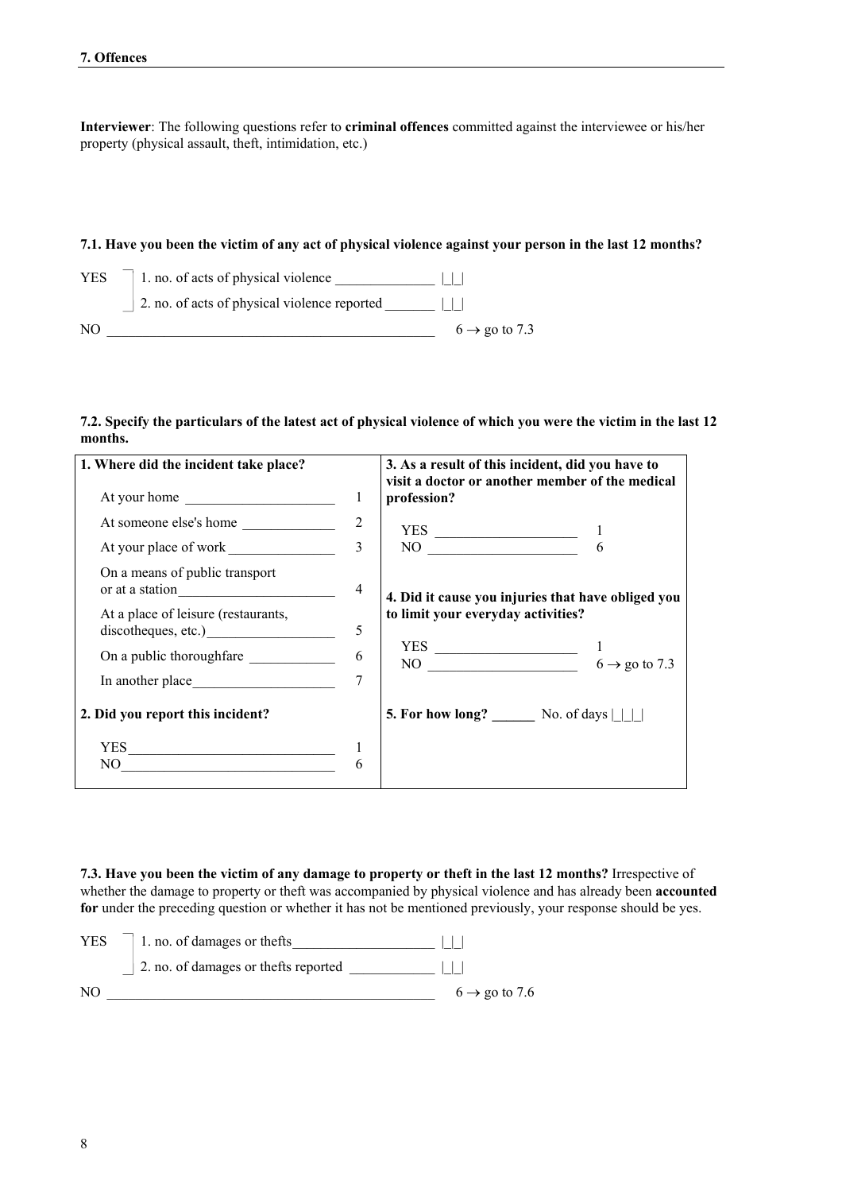## 7. Offences

**Interviewer**: The following questions refer to **criminal offences** committed against the interviewee or his/her property (physical assault, theft, intimidation, etc.)

**7.1. Have you been the victim of any act of physical violence against your person in the last 12 months?**

YES
- 1. no. of acts of physical violence ______________ |_|_|
- 2. no. of acts of physical violence reported _______ |_|_|

NO ______________________________________________ 6 → go to 7.3

**7.2. Specify the particulars of the latest act of physical violence of which you were the victim in the last 12 months.**

| **1. Where did the incident take place?** | | **3. As a result of this incident, did you have to visit a doctor or another member of the medical profession?** | |
|---|---|---|---|
| At your home ____________________ | 1 | YES ____________________ | 1 |
| At someone else's home _____________ | 2 | NO _____________________ | 6 |
| At your place of work ______________ | 3 | | |
| On a means of public transport or at a station______________________ | 4 | **4. Did it cause you injuries that have obliged you to limit your everyday activities?** | |
| At a place of leisure (restaurants, discotheques, etc.)_________________ | 5 | YES ____________________ | 1 |
| On a public thoroughfare ____________ | 6 | NO _____________________ | 6 → go to 7.3 |
| In another place___________________ | 7 | | |
| **2. Did you report this incident?** | | **5. For how long?** ______ No. of days \|_\|_\|_\| | |
| YES____________________________ | 1 | | |
| NO_____________________________ | 6 | | |

**7.3. Have you been the victim of any damage to property or theft in the last 12 months?** Irrespective of whether the damage to property or theft was accompanied by physical violence and has already been **accounted for** under the preceding question or whether it has not be mentioned previously, your response should be yes.

YES
- 1. no. of damages or thefts___________________ |_|_|
- 2. no. of damages or thefts reported ___________ |_|_|

NO ______________________________________________ 6 → go to 7.6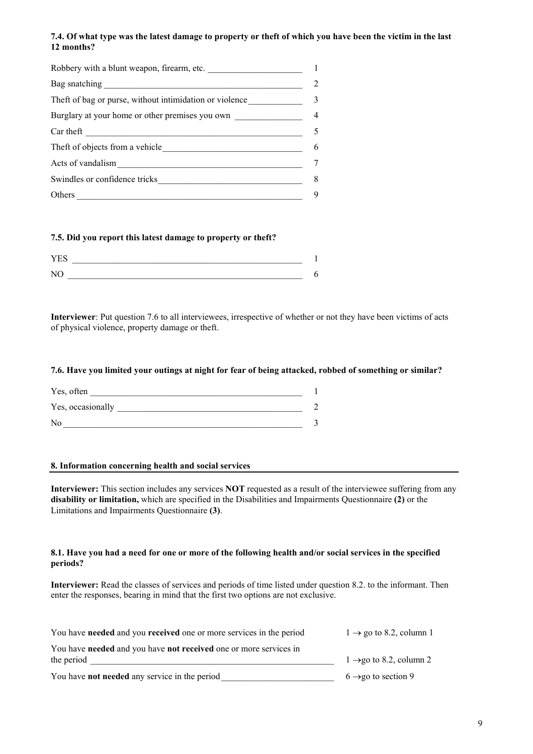**7.4. Of what type was the latest damage to property or theft of which you have been the victim in the last 12 months?**

| | |
|---|---|
| Robbery with a blunt weapon, firearm, etc. | 1 |
| Bag snatching | 2 |
| Theft of bag or purse, without intimidation or violence | 3 |
| Burglary at your home or other premises you own | 4 |
| Car theft | 5 |
| Theft of objects from a vehicle | 6 |
| Acts of vandalism | 7 |
| Swindles or confidence tricks | 8 |
| Others | 9 |

**7.5. Did you report this latest damage to property or theft?**

| | |
|---|---|
| YES | 1 |
| NO | 6 |

**Interviewer**: Put question 7.6 to all interviewees, irrespective of whether or not they have been victims of acts of physical violence, property damage or theft.

**7.6. Have you limited your outings at night for fear of being attacked, robbed of something or similar?**

| | |
|---|---|
| Yes, often | 1 |
| Yes, occasionally | 2 |
| No | 3 |

## 8. Information concerning health and social services

**Interviewer:** This section includes any services **NOT** requested as a result of the interviewee suffering from any **disability or limitation,** which are specified in the Disabilities and Impairments Questionnaire **(2)** or the Limitations and Impairments Questionnaire **(3)**.

**8.1. Have you had a need for one or more of the following health and/or social services in the specified periods?**

**Interviewer:** Read the classes of services and periods of time listed under question 8.2. to the informant. Then enter the responses, bearing in mind that the first two options are not exclusive.

| | |
|---|---|
| You have **needed** and you **received** one or more services in the period | 1 → go to 8.2, column 1 |
| You have **needed** and you have **not received** one or more services in the period | 1 → go to 8.2, column 2 |
| You have **not needed** any service in the period | 6 → go to section 9 |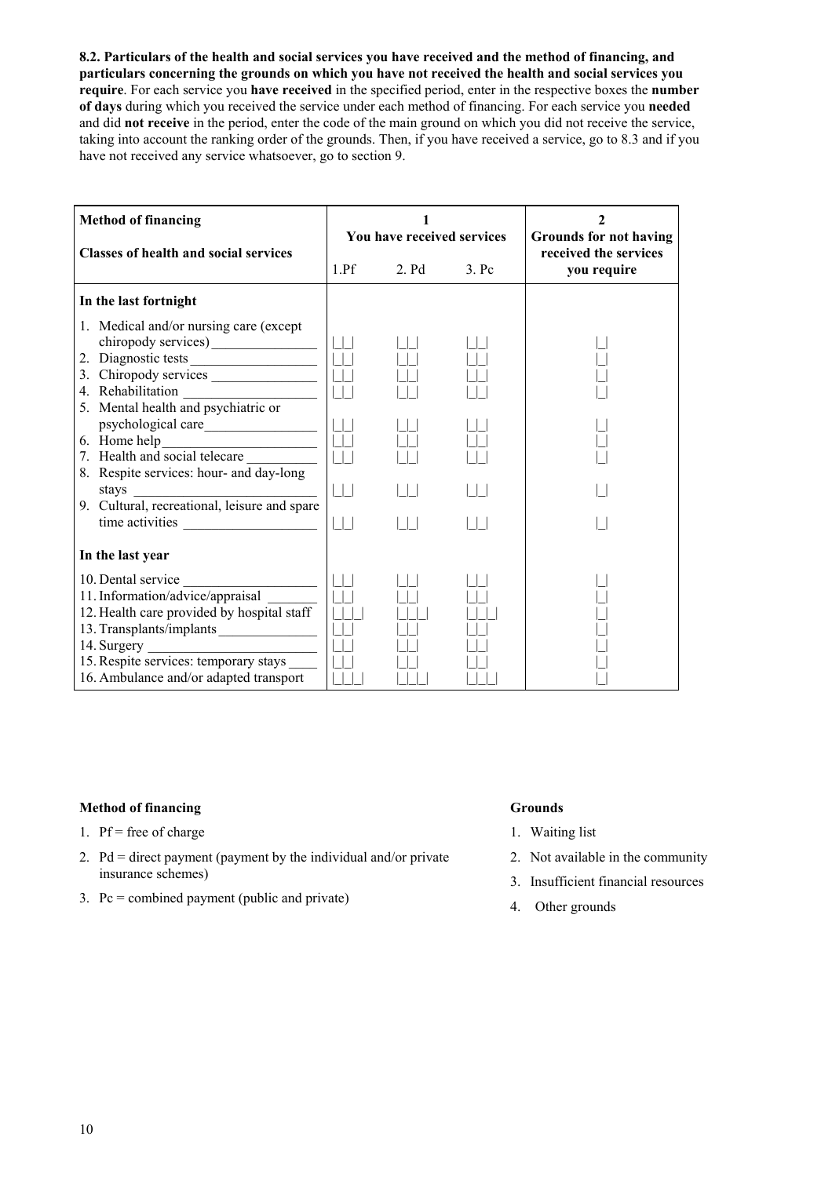**8.2. Particulars of the health and social services you have received and the method of financing, and particulars concerning the grounds on which you have not received the health and social services you require**. For each service you **have received** in the specified period, enter in the respective boxes the **number of days** during which you received the service under each method of financing. For each service you **needed** and did **not receive** in the period, enter the code of the main ground on which you did not receive the service, taking into account the ranking order of the grounds. Then, if you have received a service, go to 8.3 and if you have not received any service whatsoever, go to section 9.

| Method of financing / Classes of health and social services | 1 You have received services | | | 2 Grounds for not having received the services you require |
|---|---|---|---|---|
| | 1.Pf | 2. Pd | 3. Pc | |
| **In the last fortnight** | | | | |
| 1. Medical and/or nursing care (except chiropody services) | \|_\|_\| | \|_\|_\| | \|_\|_\| | \|_\| |
| 2. Diagnostic tests | \|_\|_\| | \|_\|_\| | \|_\|_\| | \|_\| |
| 3. Chiropody services | \|_\|_\| | \|_\|_\| | \|_\|_\| | \|_\| |
| 4. Rehabilitation | \|_\|_\| | \|_\|_\| | \|_\|_\| | \|_\| |
| 5. Mental health and psychiatric or psychological care | \|_\|_\| | \|_\|_\| | \|_\|_\| | \|_\| |
| 6. Home help | \|_\|_\| | \|_\|_\| | \|_\|_\| | \|_\| |
| 7. Health and social telecare | \|_\|_\| | \|_\|_\| | \|_\|_\| | \|_\| |
| 8. Respite services: hour- and day-long stays | \|_\|_\| | \|_\|_\| | \|_\|_\| | \|_\| |
| 9. Cultural, recreational, leisure and spare time activities | \|_\|_\| | \|_\|_\| | \|_\|_\| | \|_\| |
| **In the last year** | | | | |
| 10. Dental service | \|_\|_\| | \|_\|_\| | \|_\|_\| | \|_\| |
| 11. Information/advice/appraisal | \|_\|_\| | \|_\|_\| | \|_\|_\| | \|_\| |
| 12. Health care provided by hospital staff | \|_\|_\|_\| | \|_\|_\|_\| | \|_\|_\|_\| | \|_\| |
| 13. Transplants/implants | \|_\|_\| | \|_\|_\| | \|_\|_\| | \|_\| |
| 14. Surgery | \|_\|_\| | \|_\|_\| | \|_\|_\| | \|_\| |
| 15. Respite services: temporary stays | \|_\|_\| | \|_\|_\| | \|_\|_\| | \|_\| |
| 16. Ambulance and/or adapted transport | \|_\|_\|_\| | \|_\|_\|_\| | \|_\|_\|_\| | \|_\| |

**Method of financing**

1. Pf = free of charge
2. Pd = direct payment (payment by the individual and/or private insurance schemes)
3. Pc = combined payment (public and private)

**Grounds**

1. Waiting list
2. Not available in the community
3. Insufficient financial resources
4. Other grounds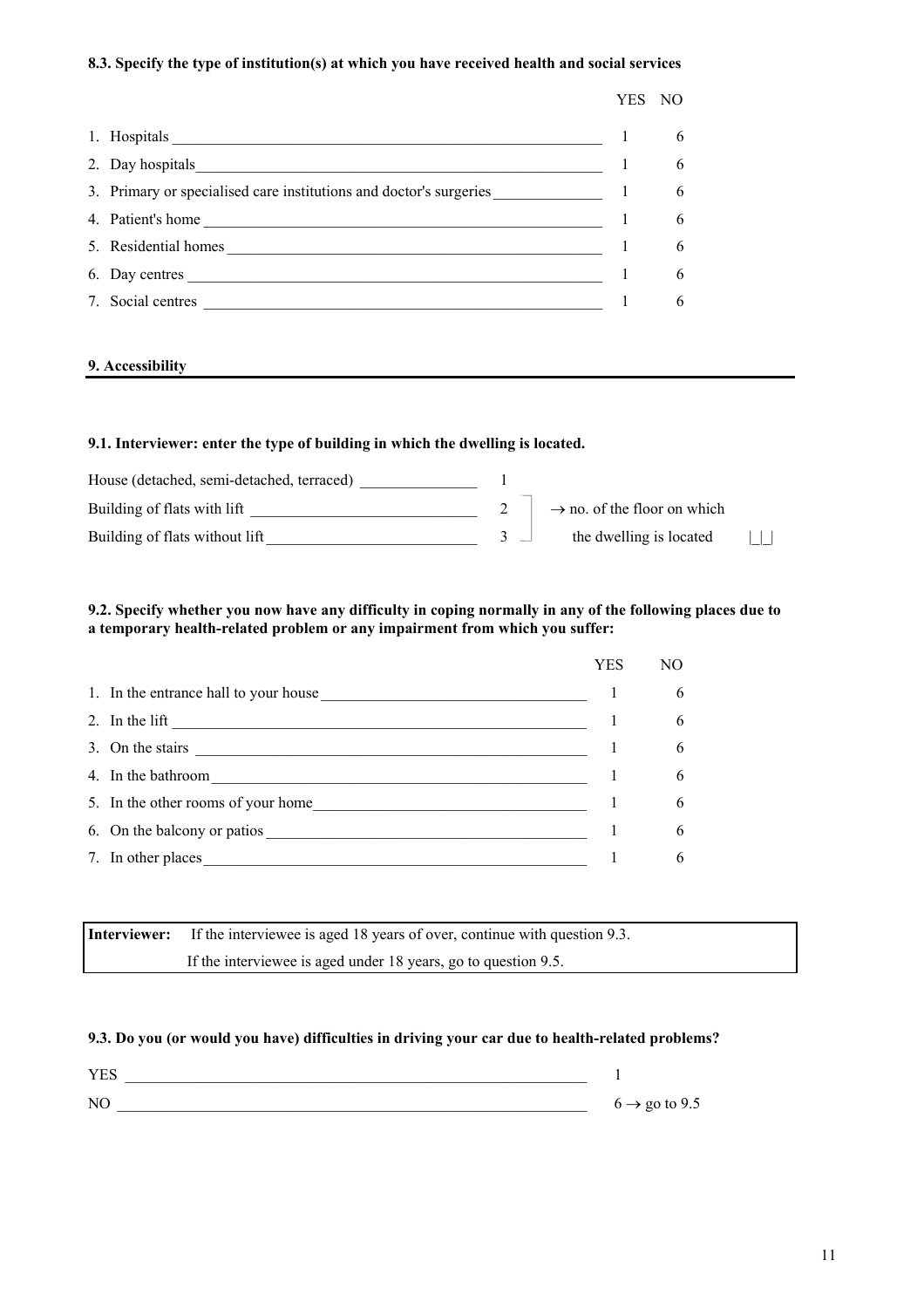**8.3. Specify the type of institution(s) at which you have received health and social services**

| | YES | NO |
|---|---|---|
| 1. Hospitals | 1 | 6 |
| 2. Day hospitals | 1 | 6 |
| 3. Primary or specialised care institutions and doctor's surgeries | 1 | 6 |
| 4. Patient's home | 1 | 6 |
| 5. Residential homes | 1 | 6 |
| 6. Day centres | 1 | 6 |
| 7. Social centres | 1 | 6 |

## 9. Accessibility

**9.1. Interviewer: enter the type of building in which the dwelling is located.**

| | | |
|---|---|---|
| House (detached, semi-detached, terraced) | 1 | |
| Building of flats with lift | 2 | → no. of the floor on which |
| Building of flats without lift | 3 | the dwelling is located \|_\|_\| |

**9.2. Specify whether you now have any difficulty in coping normally in any of the following places due to a temporary health-related problem or any impairment from which you suffer:**

| | YES | NO |
|---|---|---|
| 1. In the entrance hall to your house | 1 | 6 |
| 2. In the lift | 1 | 6 |
| 3. On the stairs | 1 | 6 |
| 4. In the bathroom | 1 | 6 |
| 5. In the other rooms of your home | 1 | 6 |
| 6. On the balcony or patios | 1 | 6 |
| 7. In other places | 1 | 6 |

**Interviewer:** If the interviewee is aged 18 years of over, continue with question 9.3.
If the interviewee is aged under 18 years, go to question 9.5.

**9.3. Do you (or would you have) difficulties in driving your car due to health-related problems?**

| | |
|---|---|
| YES | 1 |
| NO | 6 → go to 9.5 |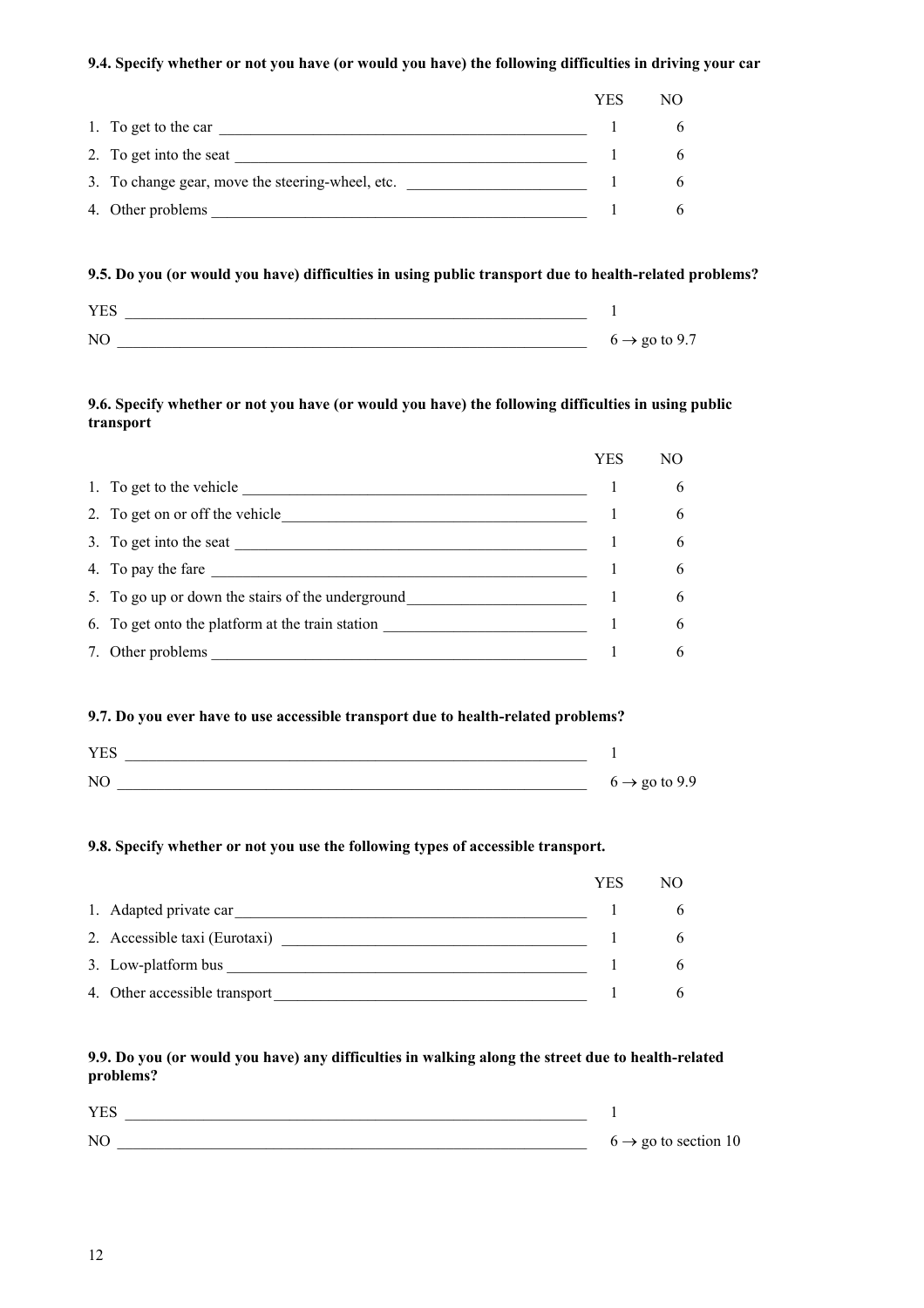**9.4. Specify whether or not you have (or would you have) the following difficulties in driving your car**

| | YES | NO |
|---|---|---|
| 1. To get to the car | 1 | 6 |
| 2. To get into the seat | 1 | 6 |
| 3. To change gear, move the steering-wheel, etc. | 1 | 6 |
| 4. Other problems | 1 | 6 |

**9.5. Do you (or would you have) difficulties in using public transport due to health-related problems?**

| | |
|---|---|
| YES | 1 |
| NO | 6 → go to 9.7 |

**9.6. Specify whether or not you have (or would you have) the following difficulties in using public transport**

| | YES | NO |
|---|---|---|
| 1. To get to the vehicle | 1 | 6 |
| 2. To get on or off the vehicle | 1 | 6 |
| 3. To get into the seat | 1 | 6 |
| 4. To pay the fare | 1 | 6 |
| 5. To go up or down the stairs of the underground | 1 | 6 |
| 6. To get onto the platform at the train station | 1 | 6 |
| 7. Other problems | 1 | 6 |

**9.7. Do you ever have to use accessible transport due to health-related problems?**

| | |
|---|---|
| YES | 1 |
| NO | 6 → go to 9.9 |

**9.8. Specify whether or not you use the following types of accessible transport.**

| | YES | NO |
|---|---|---|
| 1. Adapted private car | 1 | 6 |
| 2. Accessible taxi (Eurotaxi) | 1 | 6 |
| 3. Low-platform bus | 1 | 6 |
| 4. Other accessible transport | 1 | 6 |

**9.9. Do you (or would you have) any difficulties in walking along the street due to health-related problems?**

| | |
|---|---|
| YES | 1 |
| NO | 6 → go to section 10 |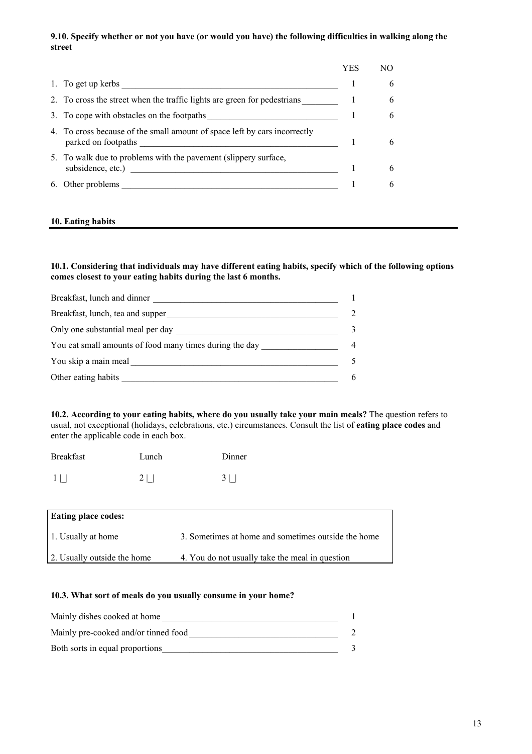**9.10. Specify whether or not you have (or would you have) the following difficulties in walking along the street**

| | YES | NO |
|---|---|---|
| 1. To get up kerbs | 1 | 6 |
| 2. To cross the street when the traffic lights are green for pedestrians | 1 | 6 |
| 3. To cope with obstacles on the footpaths | 1 | 6 |
| 4. To cross because of the small amount of space left by cars incorrectly parked on footpaths | 1 | 6 |
| 5. To walk due to problems with the pavement (slippery surface, subsidence, etc.) | 1 | 6 |
| 6. Other problems | 1 | 6 |

## 10. Eating habits

**10.1. Considering that individuals may have different eating habits, specify which of the following options comes closest to your eating habits during the last 6 months.**

| | |
|---|---|
| Breakfast, lunch and dinner | 1 |
| Breakfast, lunch, tea and supper | 2 |
| Only one substantial meal per day | 3 |
| You eat small amounts of food many times during the day | 4 |
| You skip a main meal | 5 |
| Other eating habits | 6 |

**10.2. According to your eating habits, where do you usually take your main meals?** The question refers to usual, not exceptional (holidays, celebrations, etc.) circumstances. Consult the list of **eating place codes** and enter the applicable code in each box.

| Breakfast | Lunch | Dinner |
|---|---|---|
| 1 \|_\| | 2 \|_\| | 3 \|_\| |

| **Eating place codes:** | |
|---|---|
| 1. Usually at home | 3. Sometimes at home and sometimes outside the home |
| 2. Usually outside the home | 4. You do not usually take the meal in question |

**10.3. What sort of meals do you usually consume in your home?**

| | |
|---|---|
| Mainly dishes cooked at home | 1 |
| Mainly pre-cooked and/or tinned food | 2 |
| Both sorts in equal proportions | 3 |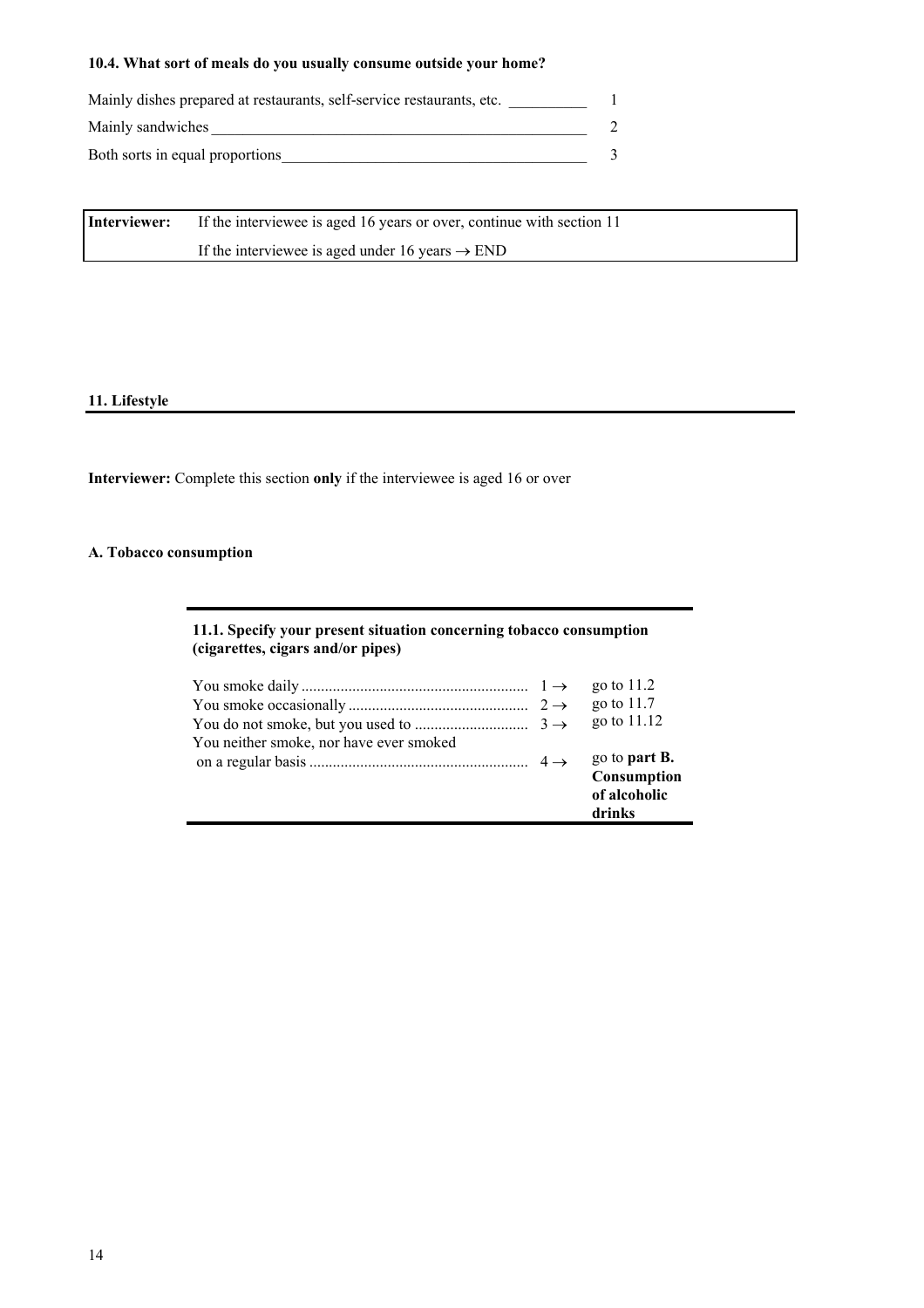**10.4. What sort of meals do you usually consume outside your home?**

| | |
|---|---|
| Mainly dishes prepared at restaurants, self-service restaurants, etc. | 1 |
| Mainly sandwiches | 2 |
| Both sorts in equal proportions | 3 |

| | |
|---|---|
| **Interviewer:** | If the interviewee is aged 16 years or over, continue with section 11 |
| | If the interviewee is aged under 16 years → END |

## 11. Lifestyle

**Interviewer:** Complete this section **only** if the interviewee is aged 16 or over

### A. Tobacco consumption

**11.1. Specify your present situation concerning tobacco consumption (cigarettes, cigars and/or pipes)**

| | | |
|---|---|---|
| You smoke daily | 1 → | go to 11.2 |
| You smoke occasionally | 2 → | go to 11.7 |
| You do not smoke, but you used to | 3 → | go to 11.12 |
| You neither smoke, nor have ever smoked on a regular basis | 4 → | go to **part B. Consumption of alcoholic drinks** |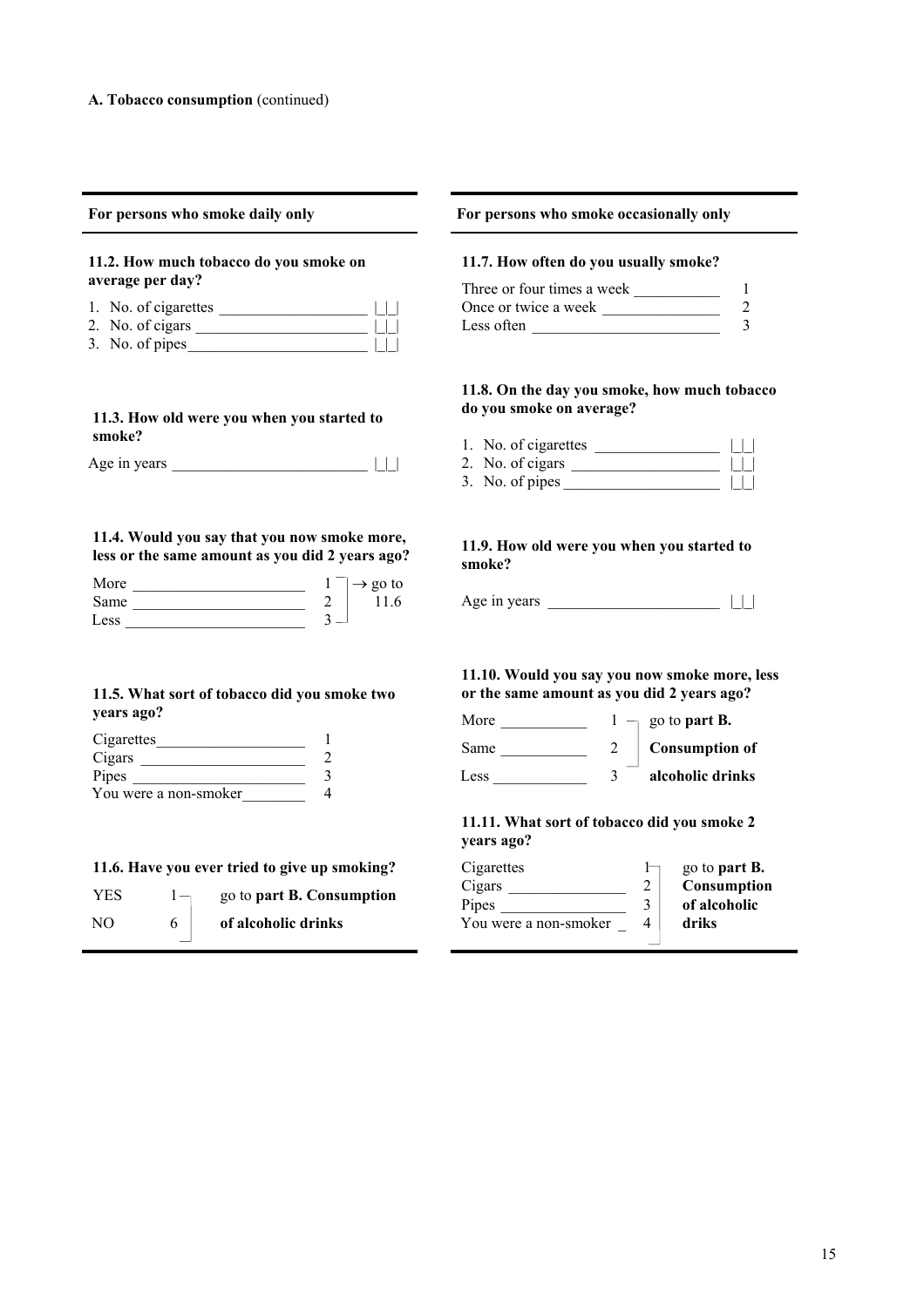**A. Tobacco consumption** (continued)

**For persons who smoke daily only**

**11.2. How much tobacco do you smoke on average per day?**

1. No. of cigarettes ________________ |_|_|
2. No. of cigars ________________ |_|_|
3. No. of pipes ________________ |_|_|

**11.3. How old were you when you started to smoke?**

Age in years ________________ |_|_|

**11.4. Would you say that you now smoke more, less or the same amount as you did 2 years ago?**

| | | |
|---|---|---|
| More ________________ | 1 | → go to 11.6 |
| Same ________________ | 2 | |
| Less ________________ | 3 | |

**11.5. What sort of tobacco did you smoke two years ago?**

| | |
|---|---|
| Cigarettes ________________ | 1 |
| Cigars ________________ | 2 |
| Pipes ________________ | 3 |
| You were a non-smoker ________ | 4 |

**11.6. Have you ever tried to give up smoking?**

| | | |
|---|---|---|
| YES | 1 | go to **part B. Consumption of alcoholic drinks** |
| NO | 6 | |

**For persons who smoke occasionally only**

**11.7. How often do you usually smoke?**

| | |
|---|---|
| Three or four times a week ________ | 1 |
| Once or twice a week ________ | 2 |
| Less often ________ | 3 |

**11.8. On the day you smoke, how much tobacco do you smoke on average?**

1. No. of cigarettes ________________ |_|_|
2. No. of cigars ________________ |_|_|
3. No. of pipes ________________ |_|_|

**11.9. How old were you when you started to smoke?**

Age in years ________________ |_|_|

**11.10. Would you say you now smoke more, less or the same amount as you did 2 years ago?**

| | | |
|---|---|---|
| More ________ | 1 | go to **part B. Consumption of alcoholic drinks** |
| Same ________ | 2 | |
| Less ________ | 3 | |

**11.11. What sort of tobacco did you smoke 2 years ago?**

| | | |
|---|---|---|
| Cigarettes | 1 | go to **part B. Consumption of alcoholic driks** |
| Cigars ________________ | 2 | |
| Pipes ________________ | 3 | |
| You were a non-smoker _ | 4 | |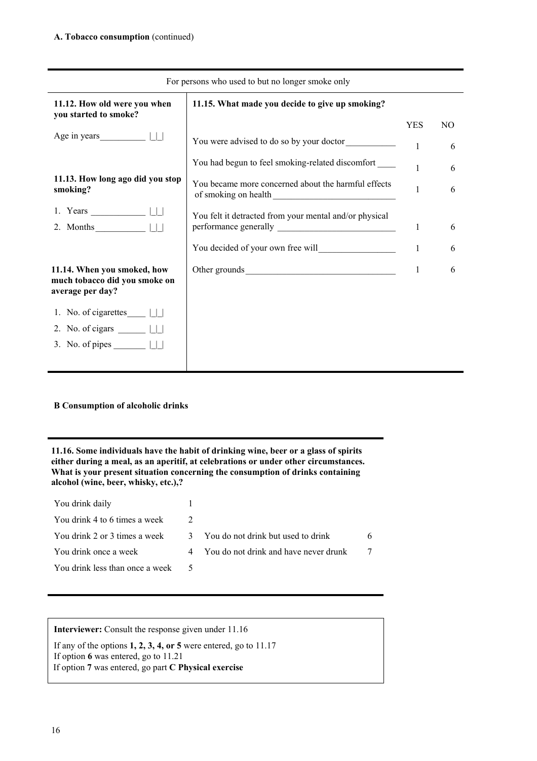**A. Tobacco consumption** (continued)

For persons who used to but no longer smoke only

**11.12. How old were you when you started to smoke?**

Age in years__________ |_|_|

**11.13. How long ago did you stop smoking?**

1. Years ____________ |_|_|
2. Months___________ |_|_|

**11.14. When you smoked, how much tobacco did you smoke on average per day?**

1. No. of cigarettes____ |_|_|
2. No. of cigars ______ |_|_|
3. No. of pipes _______ |_|_|

**11.15. What made you decide to give up smoking?**

| | YES | NO |
|---|---|---|
| You were advised to do so by your doctor___________ | 1 | 6 |
| You had begun to feel smoking-related discomfort ____ | 1 | 6 |
| You became more concerned about the harmful effects of smoking on health ___________________________ | 1 | 6 |
| You felt it detracted from your mental and/or physical performance generally ___________________________ | 1 | 6 |
| You decided of your own free will_________________ | 1 | 6 |
| Other grounds ________________________________ | 1 | 6 |

**B Consumption of alcoholic drinks**

**11.16. Some individuals have the habit of drinking wine, beer or a glass of spirits either during a meal, as an aperitif, at celebrations or under other circumstances. What is your present situation concerning the consumption of drinks containing alcohol (wine, beer, whisky, etc.),?**

| | | | |
|---|---|---|---|
| You drink daily | 1 | | |
| You drink 4 to 6 times a week | 2 | | |
| You drink 2 or 3 times a week | 3 | You do not drink but used to drink | 6 |
| You drink once a week | 4 | You do not drink and have never drunk | 7 |
| You drink less than once a week | 5 | | |

**Interviewer:** Consult the response given under 11.16

If any of the options **1, 2, 3, 4, or 5** were entered, go to 11.17
If option **6** was entered, go to 11.21
If option **7** was entered, go part **C Physical exercise**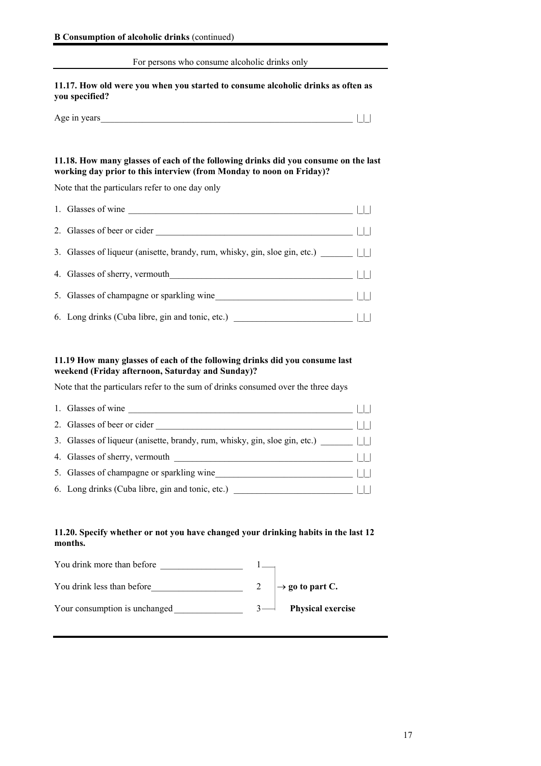**B Consumption of alcoholic drinks** (continued)

For persons who consume alcoholic drinks only

**11.17. How old were you when you started to consume alcoholic drinks as often as you specified?**

Age in years\_\_\_\_\_\_\_\_\_\_\_\_\_\_\_\_\_\_\_\_\_\_\_\_\_\_\_\_\_\_\_\_\_\_\_\_\_\_\_\_\_\_\_\_ |\_|\_|

**11.18. How many glasses of each of the following drinks did you consume on the last working day prior to this interview (from Monday to noon on Friday)?**

Note that the particulars refer to one day only

1. Glasses of wine \_\_\_\_\_\_\_\_\_\_\_\_\_\_\_\_\_\_\_\_\_\_\_\_\_\_\_\_\_\_\_\_\_\_\_\_\_\_\_\_ |\_|\_|
2. Glasses of beer or cider \_\_\_\_\_\_\_\_\_\_\_\_\_\_\_\_\_\_\_\_\_\_\_\_\_\_\_\_\_\_\_\_\_\_\_\_ |\_|\_|
3. Glasses of liqueur (anisette, brandy, rum, whisky, gin, sloe gin, etc.) \_\_\_\_\_\_\_ |\_|\_|
4. Glasses of sherry, vermouth\_\_\_\_\_\_\_\_\_\_\_\_\_\_\_\_\_\_\_\_\_\_\_\_\_\_\_\_\_\_\_\_\_\_ |\_|\_|
5. Glasses of champagne or sparkling wine\_\_\_\_\_\_\_\_\_\_\_\_\_\_\_\_\_\_\_\_\_\_\_\_\_\_ |\_|\_|
6. Long drinks (Cuba libre, gin and tonic, etc.) \_\_\_\_\_\_\_\_\_\_\_\_\_\_\_\_\_\_\_\_\_\_\_ |\_|\_|

**11.19 How many glasses of each of the following drinks did you consume last weekend (Friday afternoon, Saturday and Sunday)?**

Note that the particulars refer to the sum of drinks consumed over the three days

1. Glasses of wine \_\_\_\_\_\_\_\_\_\_\_\_\_\_\_\_\_\_\_\_\_\_\_\_\_\_\_\_\_\_\_\_\_\_\_\_\_\_\_\_ |\_|\_|
2. Glasses of beer or cider \_\_\_\_\_\_\_\_\_\_\_\_\_\_\_\_\_\_\_\_\_\_\_\_\_\_\_\_\_\_\_\_\_\_\_\_ |\_|\_|
3. Glasses of liqueur (anisette, brandy, rum, whisky, gin, sloe gin, etc.) \_\_\_\_\_\_\_ |\_|\_|
4. Glasses of sherry, vermouth \_\_\_\_\_\_\_\_\_\_\_\_\_\_\_\_\_\_\_\_\_\_\_\_\_\_\_\_\_\_\_\_\_\_ |\_|\_|
5. Glasses of champagne or sparkling wine\_\_\_\_\_\_\_\_\_\_\_\_\_\_\_\_\_\_\_\_\_\_\_\_\_\_ |\_|\_|
6. Long drinks (Cuba libre, gin and tonic, etc.) \_\_\_\_\_\_\_\_\_\_\_\_\_\_\_\_\_\_\_\_\_\_\_ |\_|\_|

**11.20. Specify whether or not you have changed your drinking habits in the last 12 months.**

| | | |
|---|---|---|
| You drink more than before \_\_\_\_\_\_\_\_\_\_\_\_\_\_\_\_ | 1 | |
| You drink less than before\_\_\_\_\_\_\_\_\_\_\_\_\_\_\_\_\_\_ | 2 | → **go to part C.** |
| Your consumption is unchanged \_\_\_\_\_\_\_\_\_\_\_\_\_\_ | 3 | **Physical exercise** |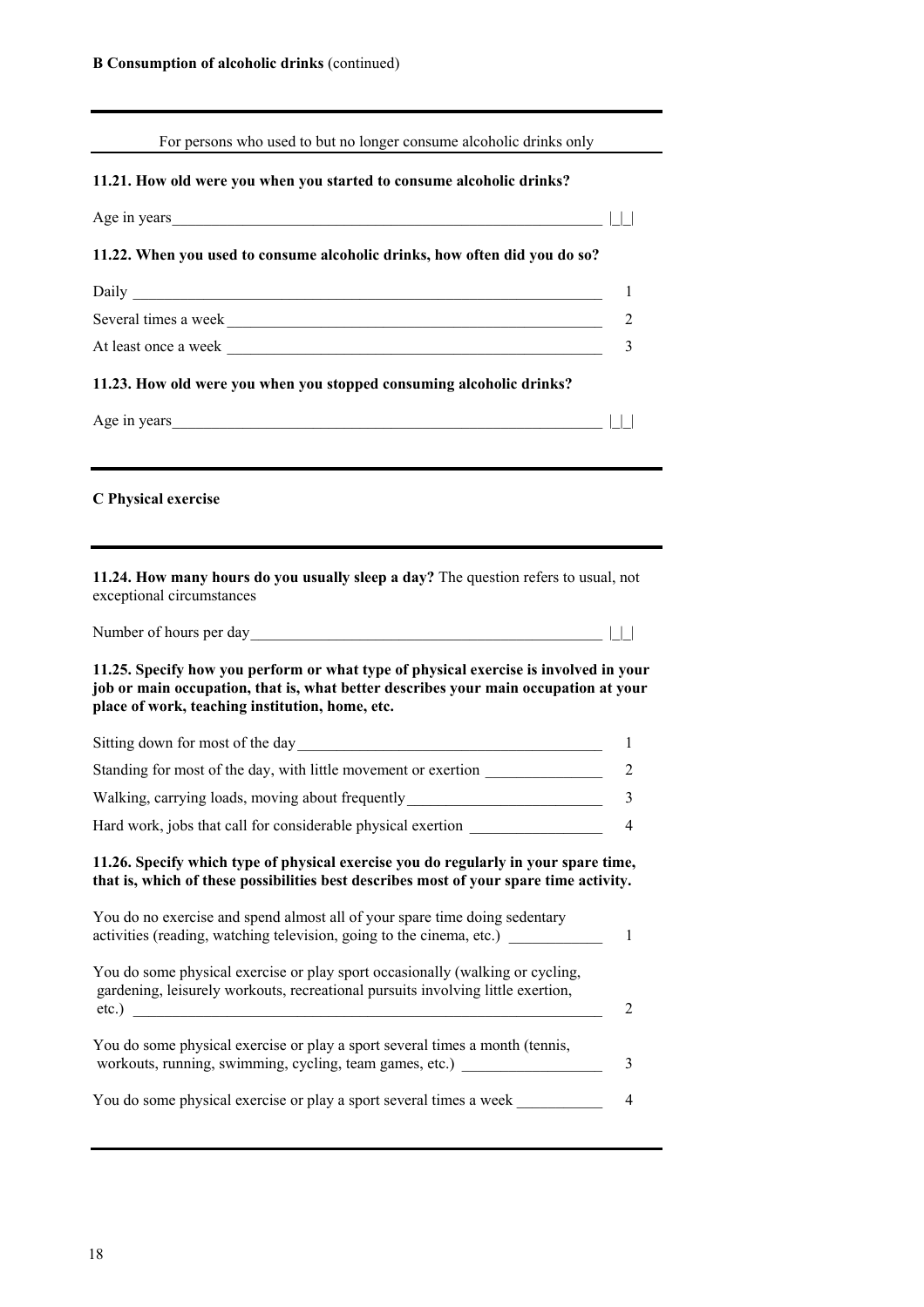**B Consumption of alcoholic drinks** (continued)

---

For persons who used to but no longer consume alcoholic drinks only

**11.21. How old were you when you started to consume alcoholic drinks?**

| | |
|---|---|
| Age in years | \|_\|_\| |

**11.22. When you used to consume alcoholic drinks, how often did you do so?**

| | |
|---|---|
| Daily | 1 |
| Several times a week | 2 |
| At least once a week | 3 |

**11.23. How old were you when you stopped consuming alcoholic drinks?**

| | |
|---|---|
| Age in years | \|_\|_\| |

---

**C Physical exercise**

---

**11.24. How many hours do you usually sleep a day?** The question refers to usual, not exceptional circumstances

| | |
|---|---|
| Number of hours per day | \|_\|_\| |

**11.25. Specify how you perform or what type of physical exercise is involved in your job or main occupation, that is, what better describes your main occupation at your place of work, teaching institution, home, etc.**

| | |
|---|---|
| Sitting down for most of the day | 1 |
| Standing for most of the day, with little movement or exertion | 2 |
| Walking, carrying loads, moving about frequently | 3 |
| Hard work, jobs that call for considerable physical exertion | 4 |

**11.26. Specify which type of physical exercise you do regularly in your spare time, that is, which of these possibilities best describes most of your spare time activity.**

| | |
|---|---|
| You do no exercise and spend almost all of your spare time doing sedentary activities (reading, watching television, going to the cinema, etc.) | 1 |
| You do some physical exercise or play sport occasionally (walking or cycling, gardening, leisurely workouts, recreational pursuits involving little exertion, etc.) | 2 |
| You do some physical exercise or play a sport several times a month (tennis, workouts, running, swimming, cycling, team games, etc.) | 3 |
| You do some physical exercise or play a sport several times a week | 4 |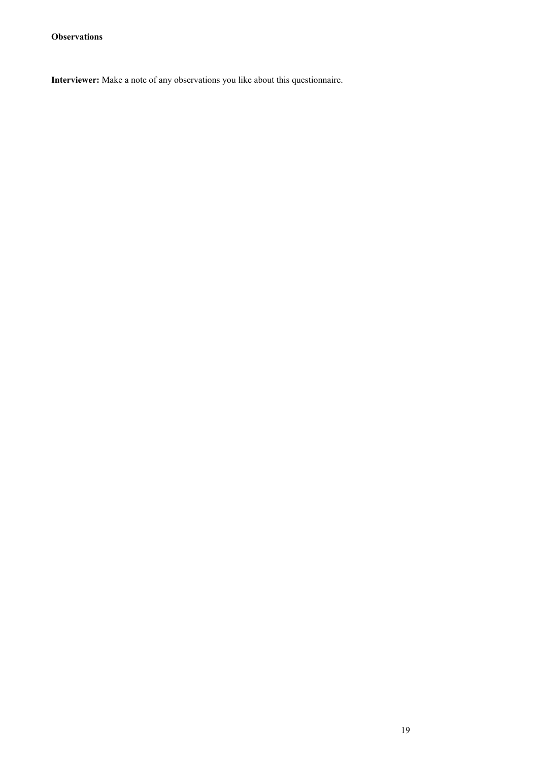**Observations**

**Interviewer:** Make a note of any observations you like about this questionnaire.